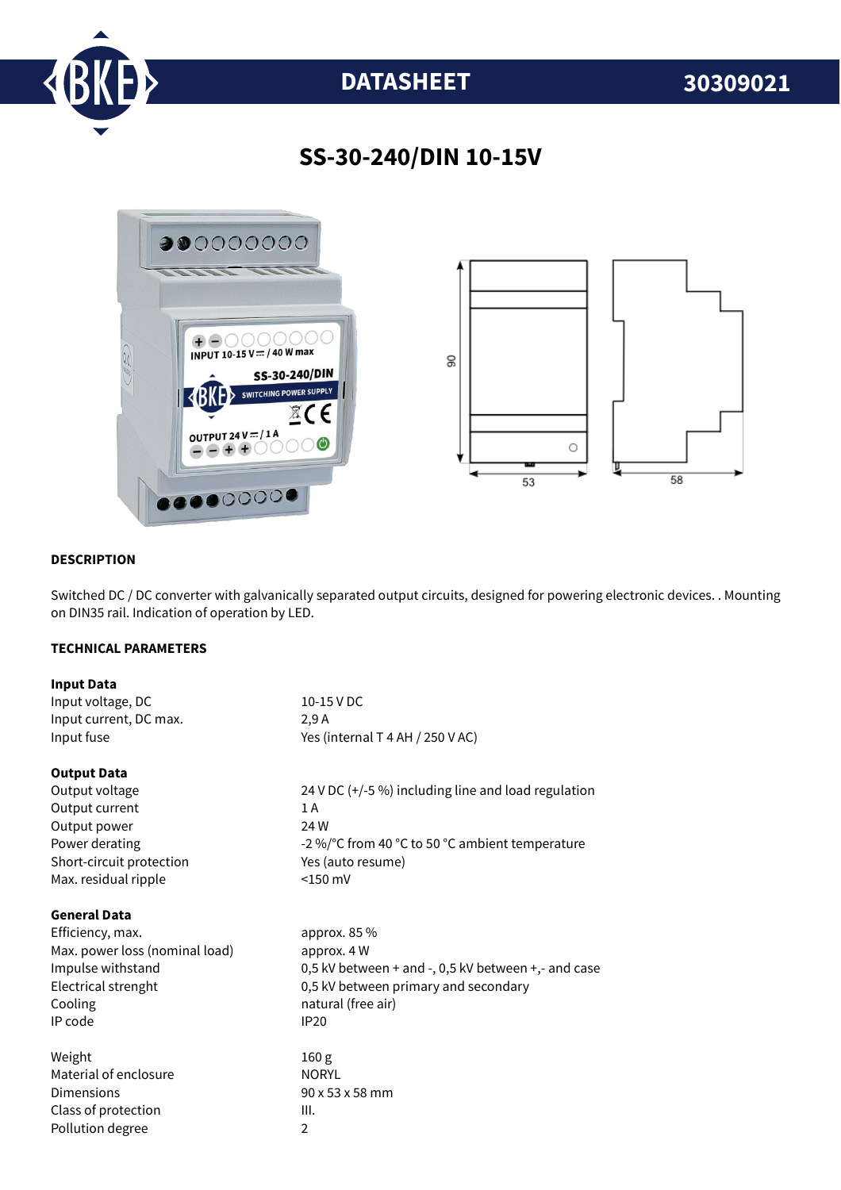DATASHEET 30309021

# SS-30-240/DIN 10-15V

90

53

58

## DESCRIPTION

Switched DC / DC converter with galvanically separated output circuits, designed for powering electronic devices. . Mounting on DIN35 rail. Indication of operation by LED.

## TECHNICAL PARAMETERS

### Input Data

| | |
|---|---|
| Input voltage, DC | 10-15 V DC |
| Input current, DC max. | 2,9 A |
| Input fuse | Yes (internal T 4 AH / 250 V AC) |

### Output Data

| | |
|---|---|
| Output voltage | 24 V DC (+/-5 %) including line and load regulation |
| Output current | 1 A |
| Output power | 24 W |
| Power derating | -2 %/°C from 40 °C to 50 °C ambient temperature |
| Short-circuit protection | Yes (auto resume) |
| Max. residual ripple | <150 mV |

### General Data

| | |
|---|---|
| Efficiency, max. | approx. 85 % |
| Max. power loss (nominal load) | approx. 4 W |
| Impulse withstand | 0,5 kV between + and -, 0,5 kV between +,- and case |
| Electrical strenght | 0,5 kV between primary and secondary |
| Cooling | natural (free air) |
| IP code | IP20 |
| | |
| Weight | 160 g |
| Material of enclosure | NORYL |
| Dimensions | 90 x 53 x 58 mm |
| Class of protection | III. |
| Pollution degree | 2 |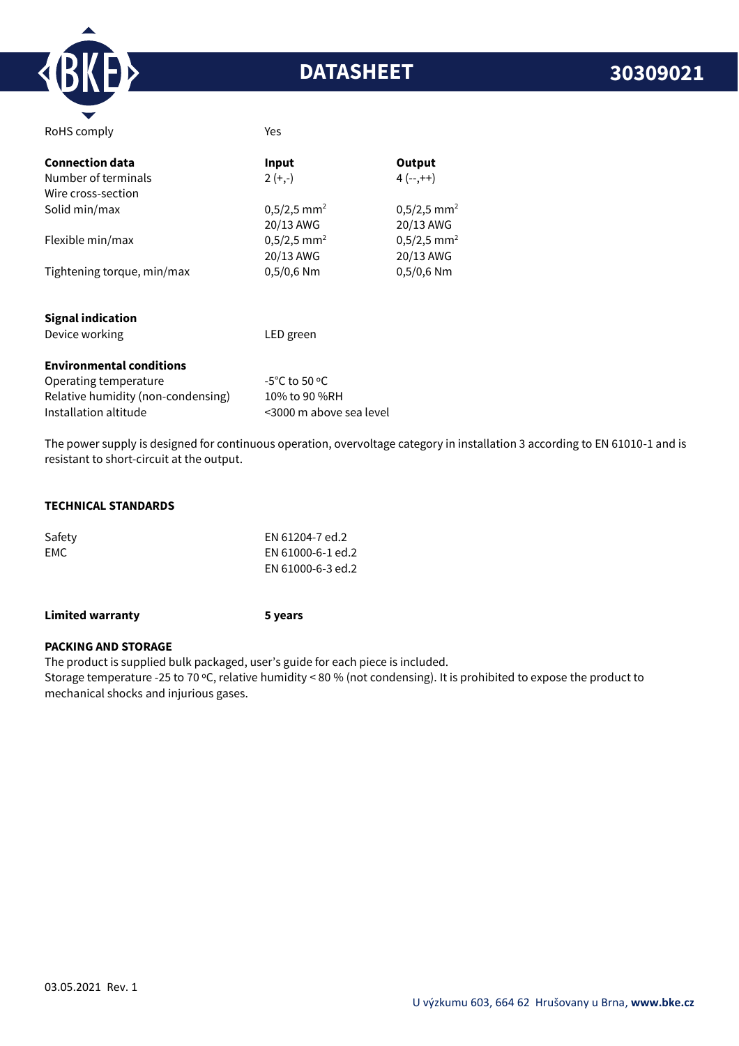| | | |
|---|---|---|
| RoHS comply | Yes | |
| **Connection data** | **Input** | **Output** |
| Number of terminals | 2 (+,-) | 4 (--,++) |
| Wire cross-section | | |
| Solid min/max | 0,5/2,5 $mm^2$<br>20/13 AWG | 0,5/2,5 $mm^2$<br>20/13 AWG |
| Flexible min/max | 0,5/2,5 $mm^2$<br>20/13 AWG | 0,5/2,5 $mm^2$<br>20/13 AWG |
| Tightening torque, min/max | 0,5/0,6 Nm | 0,5/0,6 Nm |

**Signal indication**

| | |
|---|---|
| Device working | LED green |

**Environmental conditions**

| | |
|---|---|
| Operating temperature | -5°C to 50 °C |
| Relative humidity (non-condensing) | 10% to 90 %RH |
| Installation altitude | <3000 m above sea level |

The power supply is designed for continuous operation, overvoltage category in installation 3 according to EN 61010-1 and is resistant to short-circuit at the output.

## TECHNICAL STANDARDS

| | |
|---|---|
| Safety | EN 61204-7 ed.2 |
| EMC | EN 61000-6-1 ed.2<br>EN 61000-6-3 ed.2 |

**Limited warranty** **5 years**

## PACKING AND STORAGE

The product is supplied bulk packaged, user's guide for each piece is included.
Storage temperature -25 to 70 °C, relative humidity < 80 % (not condensing). It is prohibited to expose the product to mechanical shocks and injurious gases.

03.05.2021 Rev. 1

U výzkumu 603, 664 62 Hrušovany u Brna, **www.bke.cz**